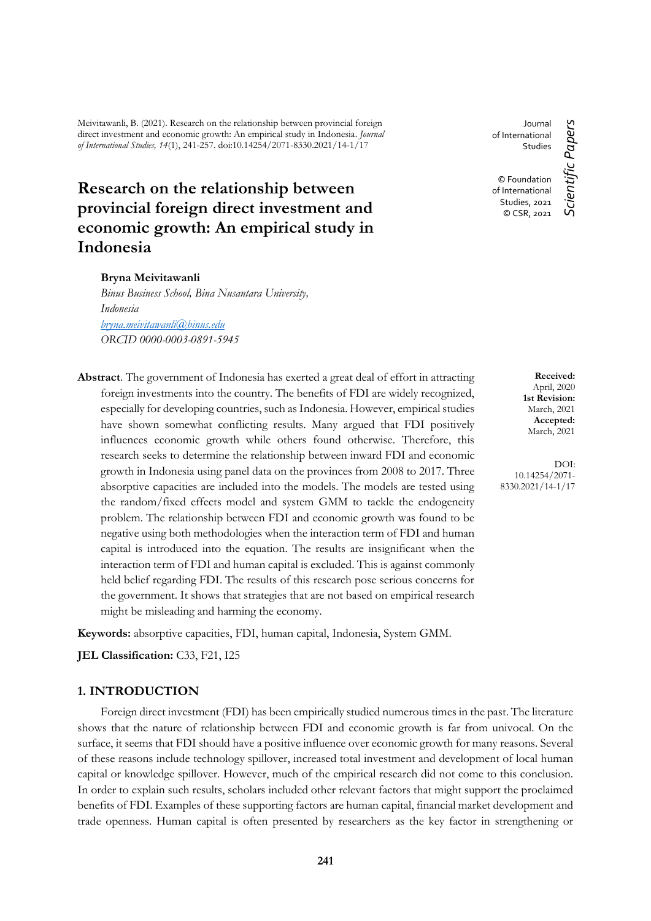Meivitawanli, B. (2021). Research on the relationship between provincial foreign direct investment and economic growth: An empirical study in Indonesia. *Journal of International Studies, 14*(1), 241-257. doi:10.14254/2071-8330.2021/14-1/17

Journal of International Studies

© Foundation of International Studies, 2021
© CSR, 2021

*Scientific Papers*

# Research on the relationship between provincial foreign direct investment and economic growth: An empirical study in Indonesia

**Bryna Meivitawanli**
*Binus Business School, Bina Nusantara University, Indonesia*
*bryna.meivitawanli@binus.edu*
*ORCID 0000-0003-0891-5945*

**Received:** April, 2020
**1st Revision:** March, 2021
**Accepted:** March, 2021

DOI: 10.14254/2071-8330.2021/14-1/17

**Abstract**. The government of Indonesia has exerted a great deal of effort in attracting foreign investments into the country. The benefits of FDI are widely recognized, especially for developing countries, such as Indonesia. However, empirical studies have shown somewhat conflicting results. Many argued that FDI positively influences economic growth while others found otherwise. Therefore, this research seeks to determine the relationship between inward FDI and economic growth in Indonesia using panel data on the provinces from 2008 to 2017. Three absorptive capacities are included into the models. The models are tested using the random/fixed effects model and system GMM to tackle the endogeneity problem. The relationship between FDI and economic growth was found to be negative using both methodologies when the interaction term of FDI and human capital is introduced into the equation. The results are insignificant when the interaction term of FDI and human capital is excluded. This is against commonly held belief regarding FDI. The results of this research pose serious concerns for the government. It shows that strategies that are not based on empirical research might be misleading and harming the economy.

**Keywords:** absorptive capacities, FDI, human capital, Indonesia, System GMM.

**JEL Classification:** C33, F21, I25

## 1. INTRODUCTION

Foreign direct investment (FDI) has been empirically studied numerous times in the past. The literature shows that the nature of relationship between FDI and economic growth is far from univocal. On the surface, it seems that FDI should have a positive influence over economic growth for many reasons. Several of these reasons include technology spillover, increased total investment and development of local human capital or knowledge spillover. However, much of the empirical research did not come to this conclusion. In order to explain such results, scholars included other relevant factors that might support the proclaimed benefits of FDI. Examples of these supporting factors are human capital, financial market development and trade openness. Human capital is often presented by researchers as the key factor in strengthening or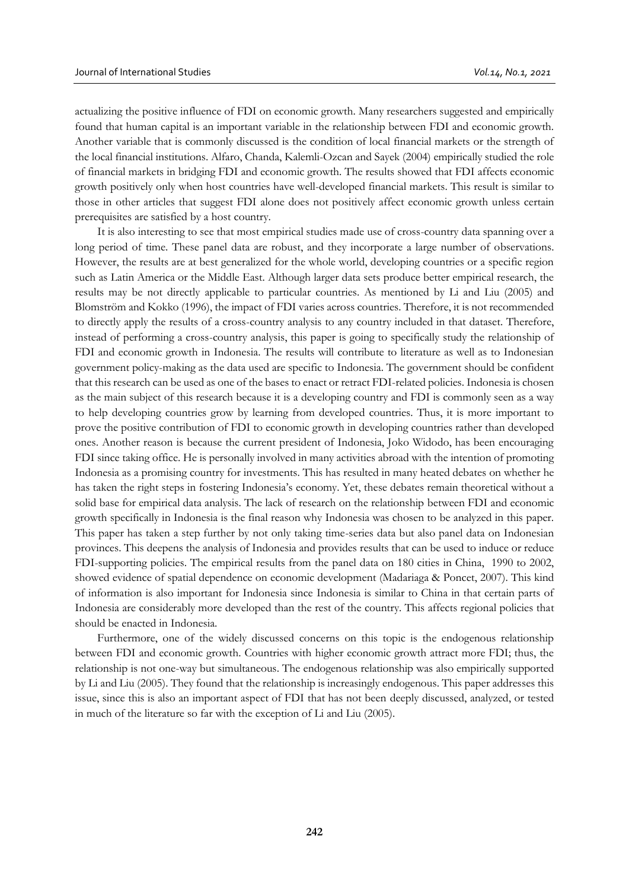actualizing the positive influence of FDI on economic growth. Many researchers suggested and empirically found that human capital is an important variable in the relationship between FDI and economic growth. Another variable that is commonly discussed is the condition of local financial markets or the strength of the local financial institutions. Alfaro, Chanda, Kalemli-Ozcan and Sayek (2004) empirically studied the role of financial markets in bridging FDI and economic growth. The results showed that FDI affects economic growth positively only when host countries have well-developed financial markets. This result is similar to those in other articles that suggest FDI alone does not positively affect economic growth unless certain prerequisites are satisfied by a host country.

It is also interesting to see that most empirical studies made use of cross-country data spanning over a long period of time. These panel data are robust, and they incorporate a large number of observations. However, the results are at best generalized for the whole world, developing countries or a specific region such as Latin America or the Middle East. Although larger data sets produce better empirical research, the results may be not directly applicable to particular countries. As mentioned by Li and Liu (2005) and Blomström and Kokko (1996), the impact of FDI varies across countries. Therefore, it is not recommended to directly apply the results of a cross-country analysis to any country included in that dataset. Therefore, instead of performing a cross-country analysis, this paper is going to specifically study the relationship of FDI and economic growth in Indonesia. The results will contribute to literature as well as to Indonesian government policy-making as the data used are specific to Indonesia. The government should be confident that this research can be used as one of the bases to enact or retract FDI-related policies. Indonesia is chosen as the main subject of this research because it is a developing country and FDI is commonly seen as a way to help developing countries grow by learning from developed countries. Thus, it is more important to prove the positive contribution of FDI to economic growth in developing countries rather than developed ones. Another reason is because the current president of Indonesia, Joko Widodo, has been encouraging FDI since taking office. He is personally involved in many activities abroad with the intention of promoting Indonesia as a promising country for investments. This has resulted in many heated debates on whether he has taken the right steps in fostering Indonesia's economy. Yet, these debates remain theoretical without a solid base for empirical data analysis. The lack of research on the relationship between FDI and economic growth specifically in Indonesia is the final reason why Indonesia was chosen to be analyzed in this paper. This paper has taken a step further by not only taking time-series data but also panel data on Indonesian provinces. This deepens the analysis of Indonesia and provides results that can be used to induce or reduce FDI-supporting policies. The empirical results from the panel data on 180 cities in China, 1990 to 2002, showed evidence of spatial dependence on economic development (Madariaga & Poncet, 2007). This kind of information is also important for Indonesia since Indonesia is similar to China in that certain parts of Indonesia are considerably more developed than the rest of the country. This affects regional policies that should be enacted in Indonesia.

Furthermore, one of the widely discussed concerns on this topic is the endogenous relationship between FDI and economic growth. Countries with higher economic growth attract more FDI; thus, the relationship is not one-way but simultaneous. The endogenous relationship was also empirically supported by Li and Liu (2005). They found that the relationship is increasingly endogenous. This paper addresses this issue, since this is also an important aspect of FDI that has not been deeply discussed, analyzed, or tested in much of the literature so far with the exception of Li and Liu (2005).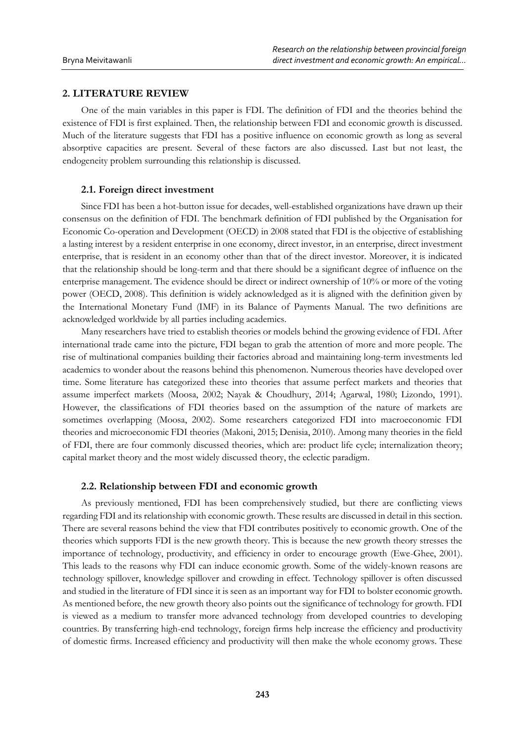## 2. LITERATURE REVIEW

One of the main variables in this paper is FDI. The definition of FDI and the theories behind the existence of FDI is first explained. Then, the relationship between FDI and economic growth is discussed. Much of the literature suggests that FDI has a positive influence on economic growth as long as several absorptive capacities are present. Several of these factors are also discussed. Last but not least, the endogeneity problem surrounding this relationship is discussed.

### 2.1. Foreign direct investment

Since FDI has been a hot-button issue for decades, well-established organizations have drawn up their consensus on the definition of FDI. The benchmark definition of FDI published by the Organisation for Economic Co-operation and Development (OECD) in 2008 stated that FDI is the objective of establishing a lasting interest by a resident enterprise in one economy, direct investor, in an enterprise, direct investment enterprise, that is resident in an economy other than that of the direct investor. Moreover, it is indicated that the relationship should be long-term and that there should be a significant degree of influence on the enterprise management. The evidence should be direct or indirect ownership of 10% or more of the voting power (OECD, 2008). This definition is widely acknowledged as it is aligned with the definition given by the International Monetary Fund (IMF) in its Balance of Payments Manual. The two definitions are acknowledged worldwide by all parties including academics.

Many researchers have tried to establish theories or models behind the growing evidence of FDI. After international trade came into the picture, FDI began to grab the attention of more and more people. The rise of multinational companies building their factories abroad and maintaining long-term investments led academics to wonder about the reasons behind this phenomenon. Numerous theories have developed over time. Some literature has categorized these into theories that assume perfect markets and theories that assume imperfect markets (Moosa, 2002; Nayak & Choudhury, 2014; Agarwal, 1980; Lizondo, 1991). However, the classifications of FDI theories based on the assumption of the nature of markets are sometimes overlapping (Moosa, 2002). Some researchers categorized FDI into macroeconomic FDI theories and microeconomic FDI theories (Makoni, 2015; Denisia, 2010). Among many theories in the field of FDI, there are four commonly discussed theories, which are: product life cycle; internalization theory; capital market theory and the most widely discussed theory, the eclectic paradigm.

### 2.2. Relationship between FDI and economic growth

As previously mentioned, FDI has been comprehensively studied, but there are conflicting views regarding FDI and its relationship with economic growth. These results are discussed in detail in this section. There are several reasons behind the view that FDI contributes positively to economic growth. One of the theories which supports FDI is the new growth theory. This is because the new growth theory stresses the importance of technology, productivity, and efficiency in order to encourage growth (Ewe-Ghee, 2001). This leads to the reasons why FDI can induce economic growth. Some of the widely-known reasons are technology spillover, knowledge spillover and crowding in effect. Technology spillover is often discussed and studied in the literature of FDI since it is seen as an important way for FDI to bolster economic growth. As mentioned before, the new growth theory also points out the significance of technology for growth. FDI is viewed as a medium to transfer more advanced technology from developed countries to developing countries. By transferring high-end technology, foreign firms help increase the efficiency and productivity of domestic firms. Increased efficiency and productivity will then make the whole economy grows. These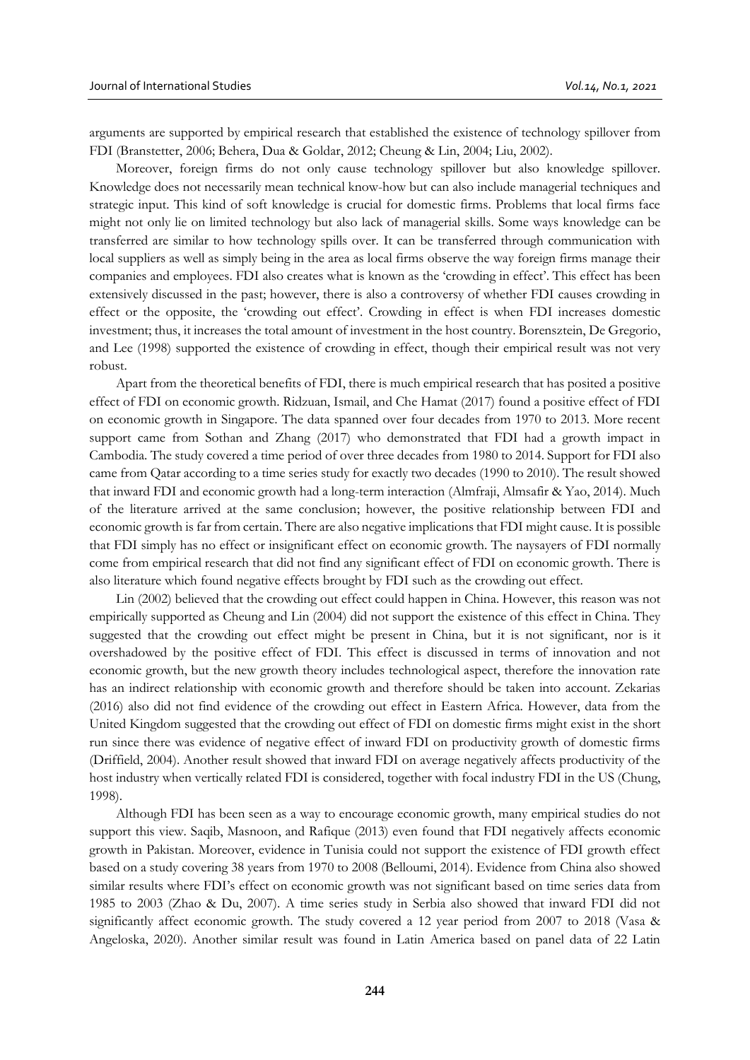arguments are supported by empirical research that established the existence of technology spillover from FDI (Branstetter, 2006; Behera, Dua & Goldar, 2012; Cheung & Lin, 2004; Liu, 2002).

Moreover, foreign firms do not only cause technology spillover but also knowledge spillover. Knowledge does not necessarily mean technical know-how but can also include managerial techniques and strategic input. This kind of soft knowledge is crucial for domestic firms. Problems that local firms face might not only lie on limited technology but also lack of managerial skills. Some ways knowledge can be transferred are similar to how technology spills over. It can be transferred through communication with local suppliers as well as simply being in the area as local firms observe the way foreign firms manage their companies and employees. FDI also creates what is known as the 'crowding in effect'. This effect has been extensively discussed in the past; however, there is also a controversy of whether FDI causes crowding in effect or the opposite, the 'crowding out effect'. Crowding in effect is when FDI increases domestic investment; thus, it increases the total amount of investment in the host country. Borensztein, De Gregorio, and Lee (1998) supported the existence of crowding in effect, though their empirical result was not very robust.

Apart from the theoretical benefits of FDI, there is much empirical research that has posited a positive effect of FDI on economic growth. Ridzuan, Ismail, and Che Hamat (2017) found a positive effect of FDI on economic growth in Singapore. The data spanned over four decades from 1970 to 2013. More recent support came from Sothan and Zhang (2017) who demonstrated that FDI had a growth impact in Cambodia. The study covered a time period of over three decades from 1980 to 2014. Support for FDI also came from Qatar according to a time series study for exactly two decades (1990 to 2010). The result showed that inward FDI and economic growth had a long-term interaction (Almfraji, Almsafir & Yao, 2014). Much of the literature arrived at the same conclusion; however, the positive relationship between FDI and economic growth is far from certain. There are also negative implications that FDI might cause. It is possible that FDI simply has no effect or insignificant effect on economic growth. The naysayers of FDI normally come from empirical research that did not find any significant effect of FDI on economic growth. There is also literature which found negative effects brought by FDI such as the crowding out effect.

Lin (2002) believed that the crowding out effect could happen in China. However, this reason was not empirically supported as Cheung and Lin (2004) did not support the existence of this effect in China. They suggested that the crowding out effect might be present in China, but it is not significant, nor is it overshadowed by the positive effect of FDI. This effect is discussed in terms of innovation and not economic growth, but the new growth theory includes technological aspect, therefore the innovation rate has an indirect relationship with economic growth and therefore should be taken into account. Zekarias (2016) also did not find evidence of the crowding out effect in Eastern Africa. However, data from the United Kingdom suggested that the crowding out effect of FDI on domestic firms might exist in the short run since there was evidence of negative effect of inward FDI on productivity growth of domestic firms (Driffield, 2004). Another result showed that inward FDI on average negatively affects productivity of the host industry when vertically related FDI is considered, together with focal industry FDI in the US (Chung, 1998).

Although FDI has been seen as a way to encourage economic growth, many empirical studies do not support this view. Saqib, Masnoon, and Rafique (2013) even found that FDI negatively affects economic growth in Pakistan. Moreover, evidence in Tunisia could not support the existence of FDI growth effect based on a study covering 38 years from 1970 to 2008 (Belloumi, 2014). Evidence from China also showed similar results where FDI's effect on economic growth was not significant based on time series data from 1985 to 2003 (Zhao & Du, 2007). A time series study in Serbia also showed that inward FDI did not significantly affect economic growth. The study covered a 12 year period from 2007 to 2018 (Vasa & Angeloska, 2020). Another similar result was found in Latin America based on panel data of 22 Latin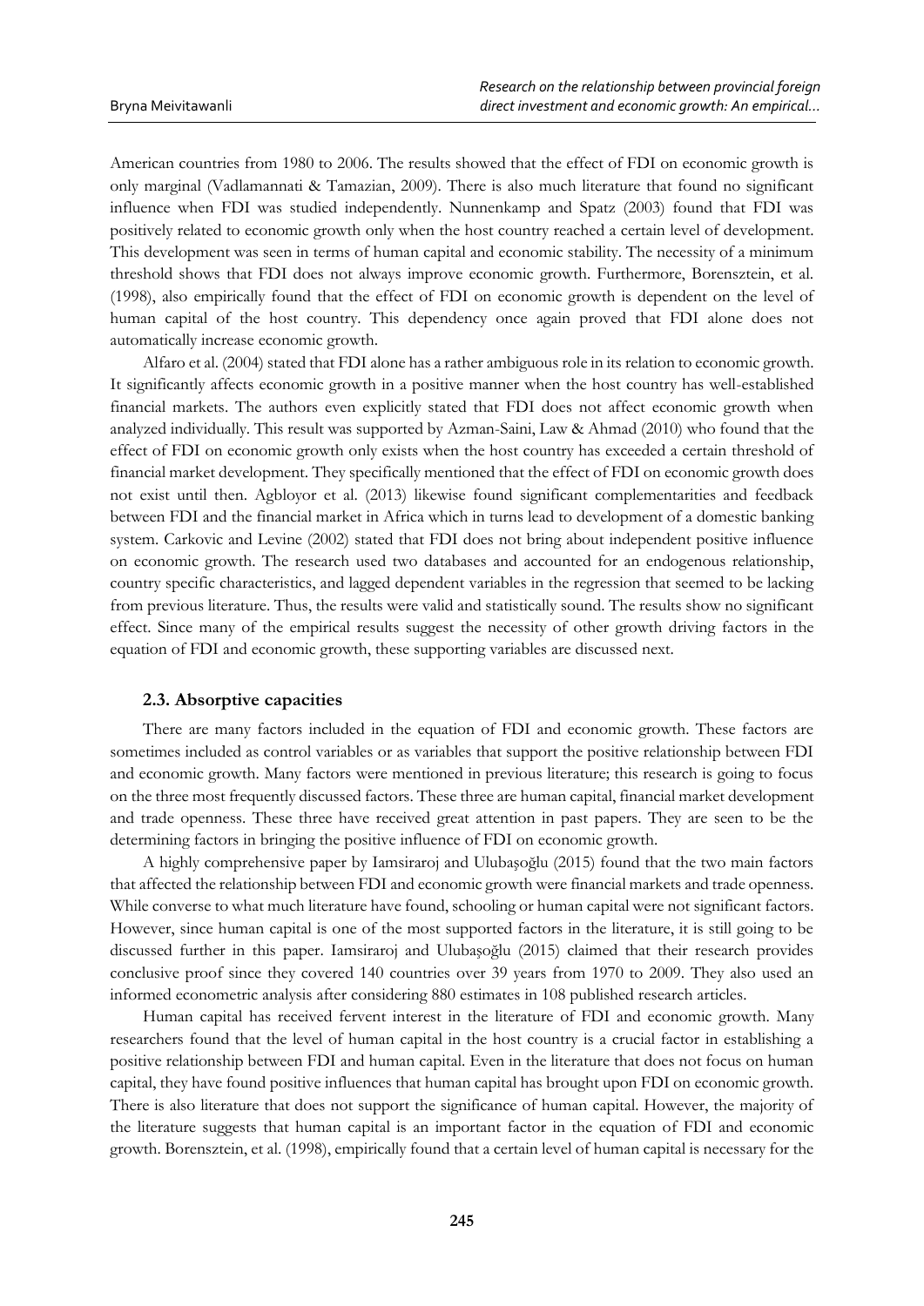American countries from 1980 to 2006. The results showed that the effect of FDI on economic growth is only marginal (Vadlamannati & Tamazian, 2009). There is also much literature that found no significant influence when FDI was studied independently. Nunnenkamp and Spatz (2003) found that FDI was positively related to economic growth only when the host country reached a certain level of development. This development was seen in terms of human capital and economic stability. The necessity of a minimum threshold shows that FDI does not always improve economic growth. Furthermore, Borensztein, et al. (1998), also empirically found that the effect of FDI on economic growth is dependent on the level of human capital of the host country. This dependency once again proved that FDI alone does not automatically increase economic growth.

Alfaro et al. (2004) stated that FDI alone has a rather ambiguous role in its relation to economic growth. It significantly affects economic growth in a positive manner when the host country has well-established financial markets. The authors even explicitly stated that FDI does not affect economic growth when analyzed individually. This result was supported by Azman-Saini, Law & Ahmad (2010) who found that the effect of FDI on economic growth only exists when the host country has exceeded a certain threshold of financial market development. They specifically mentioned that the effect of FDI on economic growth does not exist until then. Agbloyor et al. (2013) likewise found significant complementarities and feedback between FDI and the financial market in Africa which in turns lead to development of a domestic banking system. Carkovic and Levine (2002) stated that FDI does not bring about independent positive influence on economic growth. The research used two databases and accounted for an endogenous relationship, country specific characteristics, and lagged dependent variables in the regression that seemed to be lacking from previous literature. Thus, the results were valid and statistically sound. The results show no significant effect. Since many of the empirical results suggest the necessity of other growth driving factors in the equation of FDI and economic growth, these supporting variables are discussed next.

### 2.3. Absorptive capacities

There are many factors included in the equation of FDI and economic growth. These factors are sometimes included as control variables or as variables that support the positive relationship between FDI and economic growth. Many factors were mentioned in previous literature; this research is going to focus on the three most frequently discussed factors. These three are human capital, financial market development and trade openness. These three have received great attention in past papers. They are seen to be the determining factors in bringing the positive influence of FDI on economic growth.

A highly comprehensive paper by Iamsiraroj and Ulubaşoğlu (2015) found that the two main factors that affected the relationship between FDI and economic growth were financial markets and trade openness. While converse to what much literature have found, schooling or human capital were not significant factors. However, since human capital is one of the most supported factors in the literature, it is still going to be discussed further in this paper. Iamsiraroj and Ulubaşoğlu (2015) claimed that their research provides conclusive proof since they covered 140 countries over 39 years from 1970 to 2009. They also used an informed econometric analysis after considering 880 estimates in 108 published research articles.

Human capital has received fervent interest in the literature of FDI and economic growth. Many researchers found that the level of human capital in the host country is a crucial factor in establishing a positive relationship between FDI and human capital. Even in the literature that does not focus on human capital, they have found positive influences that human capital has brought upon FDI on economic growth. There is also literature that does not support the significance of human capital. However, the majority of the literature suggests that human capital is an important factor in the equation of FDI and economic growth. Borensztein, et al. (1998), empirically found that a certain level of human capital is necessary for the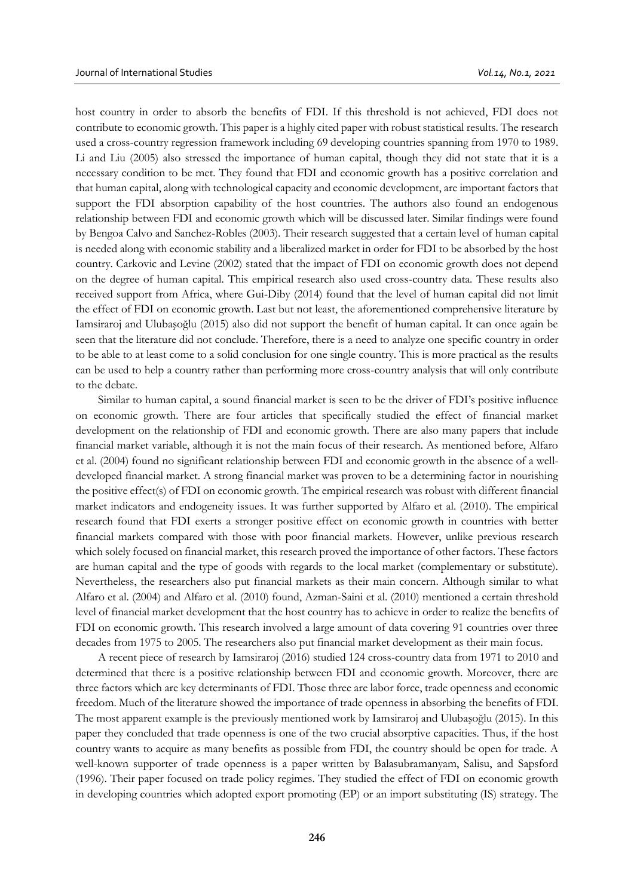host country in order to absorb the benefits of FDI. If this threshold is not achieved, FDI does not contribute to economic growth. This paper is a highly cited paper with robust statistical results. The research used a cross-country regression framework including 69 developing countries spanning from 1970 to 1989. Li and Liu (2005) also stressed the importance of human capital, though they did not state that it is a necessary condition to be met. They found that FDI and economic growth has a positive correlation and that human capital, along with technological capacity and economic development, are important factors that support the FDI absorption capability of the host countries. The authors also found an endogenous relationship between FDI and economic growth which will be discussed later. Similar findings were found by Bengoa Calvo and Sanchez-Robles (2003). Their research suggested that a certain level of human capital is needed along with economic stability and a liberalized market in order for FDI to be absorbed by the host country. Carkovic and Levine (2002) stated that the impact of FDI on economic growth does not depend on the degree of human capital. This empirical research also used cross-country data. These results also received support from Africa, where Gui-Diby (2014) found that the level of human capital did not limit the effect of FDI on economic growth. Last but not least, the aforementioned comprehensive literature by Iamsiraroj and Ulubaşoğlu (2015) also did not support the benefit of human capital. It can once again be seen that the literature did not conclude. Therefore, there is a need to analyze one specific country in order to be able to at least come to a solid conclusion for one single country. This is more practical as the results can be used to help a country rather than performing more cross-country analysis that will only contribute to the debate.

Similar to human capital, a sound financial market is seen to be the driver of FDI's positive influence on economic growth. There are four articles that specifically studied the effect of financial market development on the relationship of FDI and economic growth. There are also many papers that include financial market variable, although it is not the main focus of their research. As mentioned before, Alfaro et al. (2004) found no significant relationship between FDI and economic growth in the absence of a well-developed financial market. A strong financial market was proven to be a determining factor in nourishing the positive effect(s) of FDI on economic growth. The empirical research was robust with different financial market indicators and endogeneity issues. It was further supported by Alfaro et al. (2010). The empirical research found that FDI exerts a stronger positive effect on economic growth in countries with better financial markets compared with those with poor financial markets. However, unlike previous research which solely focused on financial market, this research proved the importance of other factors. These factors are human capital and the type of goods with regards to the local market (complementary or substitute). Nevertheless, the researchers also put financial markets as their main concern. Although similar to what Alfaro et al. (2004) and Alfaro et al. (2010) found, Azman-Saini et al. (2010) mentioned a certain threshold level of financial market development that the host country has to achieve in order to realize the benefits of FDI on economic growth. This research involved a large amount of data covering 91 countries over three decades from 1975 to 2005. The researchers also put financial market development as their main focus.

A recent piece of research by Iamsiraroj (2016) studied 124 cross-country data from 1971 to 2010 and determined that there is a positive relationship between FDI and economic growth. Moreover, there are three factors which are key determinants of FDI. Those three are labor force, trade openness and economic freedom. Much of the literature showed the importance of trade openness in absorbing the benefits of FDI. The most apparent example is the previously mentioned work by Iamsiraroj and Ulubaşoğlu (2015). In this paper they concluded that trade openness is one of the two crucial absorptive capacities. Thus, if the host country wants to acquire as many benefits as possible from FDI, the country should be open for trade. A well-known supporter of trade openness is a paper written by Balasubramanyam, Salisu, and Sapsford (1996). Their paper focused on trade policy regimes. They studied the effect of FDI on economic growth in developing countries which adopted export promoting (EP) or an import substituting (IS) strategy. The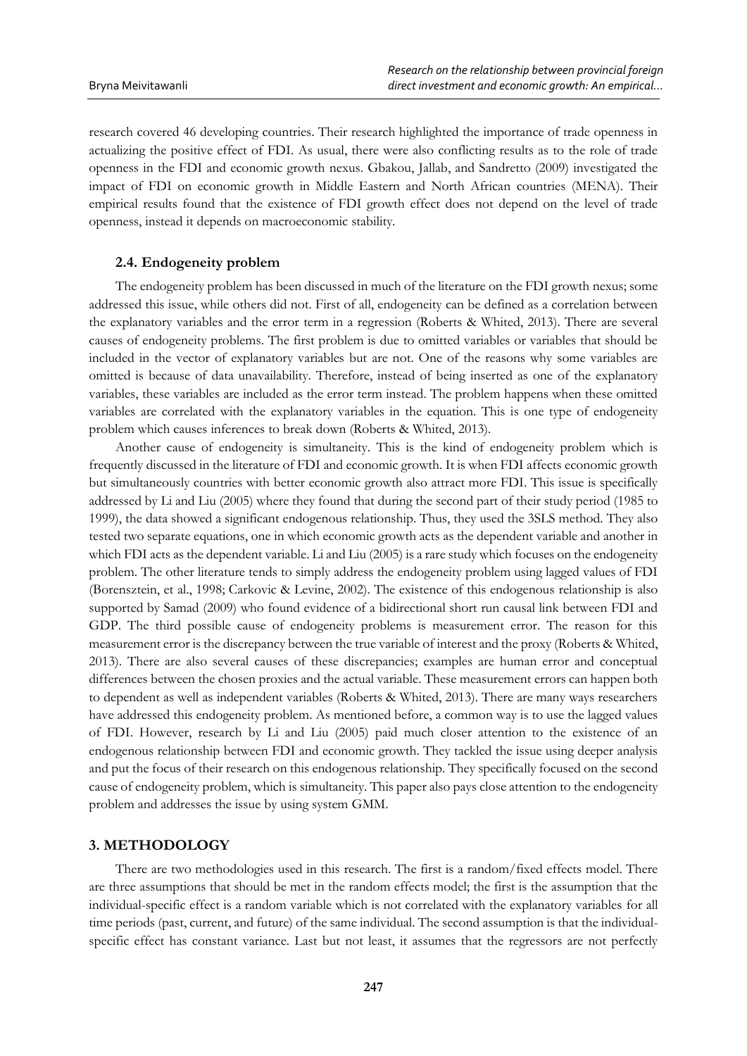research covered 46 developing countries. Their research highlighted the importance of trade openness in actualizing the positive effect of FDI. As usual, there were also conflicting results as to the role of trade openness in the FDI and economic growth nexus. Gbakou, Jallab, and Sandretto (2009) investigated the impact of FDI on economic growth in Middle Eastern and North African countries (MENA). Their empirical results found that the existence of FDI growth effect does not depend on the level of trade openness, instead it depends on macroeconomic stability.

### 2.4. Endogeneity problem

The endogeneity problem has been discussed in much of the literature on the FDI growth nexus; some addressed this issue, while others did not. First of all, endogeneity can be defined as a correlation between the explanatory variables and the error term in a regression (Roberts & Whited, 2013). There are several causes of endogeneity problems. The first problem is due to omitted variables or variables that should be included in the vector of explanatory variables but are not. One of the reasons why some variables are omitted is because of data unavailability. Therefore, instead of being inserted as one of the explanatory variables, these variables are included as the error term instead. The problem happens when these omitted variables are correlated with the explanatory variables in the equation. This is one type of endogeneity problem which causes inferences to break down (Roberts & Whited, 2013).

Another cause of endogeneity is simultaneity. This is the kind of endogeneity problem which is frequently discussed in the literature of FDI and economic growth. It is when FDI affects economic growth but simultaneously countries with better economic growth also attract more FDI. This issue is specifically addressed by Li and Liu (2005) where they found that during the second part of their study period (1985 to 1999), the data showed a significant endogenous relationship. Thus, they used the 3SLS method. They also tested two separate equations, one in which economic growth acts as the dependent variable and another in which FDI acts as the dependent variable. Li and Liu (2005) is a rare study which focuses on the endogeneity problem. The other literature tends to simply address the endogeneity problem using lagged values of FDI (Borensztein, et al., 1998; Carkovic & Levine, 2002). The existence of this endogenous relationship is also supported by Samad (2009) who found evidence of a bidirectional short run causal link between FDI and GDP. The third possible cause of endogeneity problems is measurement error. The reason for this measurement error is the discrepancy between the true variable of interest and the proxy (Roberts & Whited, 2013). There are also several causes of these discrepancies; examples are human error and conceptual differences between the chosen proxies and the actual variable. These measurement errors can happen both to dependent as well as independent variables (Roberts & Whited, 2013). There are many ways researchers have addressed this endogeneity problem. As mentioned before, a common way is to use the lagged values of FDI. However, research by Li and Liu (2005) paid much closer attention to the existence of an endogenous relationship between FDI and economic growth. They tackled the issue using deeper analysis and put the focus of their research on this endogenous relationship. They specifically focused on the second cause of endogeneity problem, which is simultaneity. This paper also pays close attention to the endogeneity problem and addresses the issue by using system GMM.

## 3. METHODOLOGY

There are two methodologies used in this research. The first is a random/fixed effects model. There are three assumptions that should be met in the random effects model; the first is the assumption that the individual-specific effect is a random variable which is not correlated with the explanatory variables for all time periods (past, current, and future) of the same individual. The second assumption is that the individual-specific effect has constant variance. Last but not least, it assumes that the regressors are not perfectly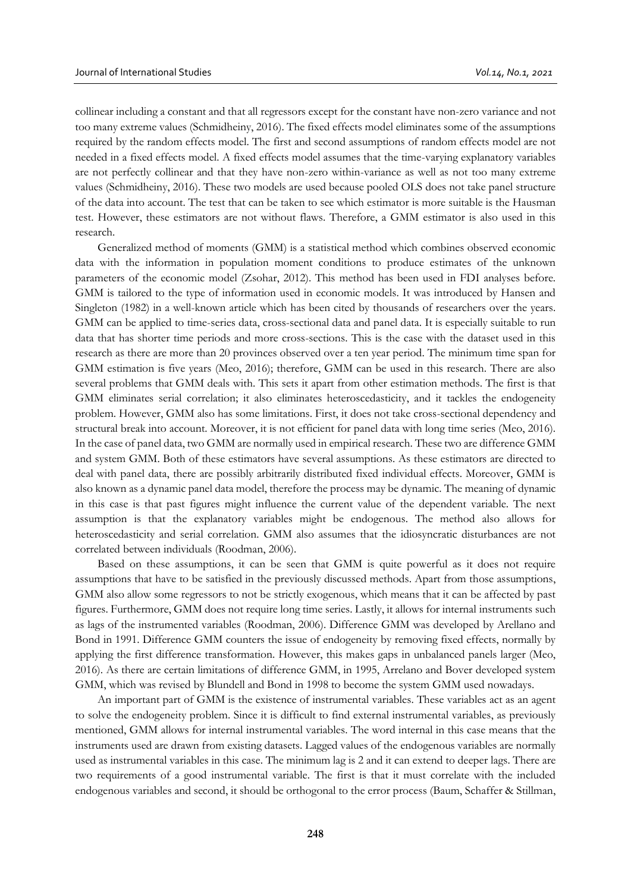collinear including a constant and that all regressors except for the constant have non-zero variance and not too many extreme values (Schmidheiny, 2016). The fixed effects model eliminates some of the assumptions required by the random effects model. The first and second assumptions of random effects model are not needed in a fixed effects model. A fixed effects model assumes that the time-varying explanatory variables are not perfectly collinear and that they have non-zero within-variance as well as not too many extreme values (Schmidheiny, 2016). These two models are used because pooled OLS does not take panel structure of the data into account. The test that can be taken to see which estimator is more suitable is the Hausman test. However, these estimators are not without flaws. Therefore, a GMM estimator is also used in this research.

Generalized method of moments (GMM) is a statistical method which combines observed economic data with the information in population moment conditions to produce estimates of the unknown parameters of the economic model (Zsohar, 2012). This method has been used in FDI analyses before. GMM is tailored to the type of information used in economic models. It was introduced by Hansen and Singleton (1982) in a well-known article which has been cited by thousands of researchers over the years. GMM can be applied to time-series data, cross-sectional data and panel data. It is especially suitable to run data that has shorter time periods and more cross-sections. This is the case with the dataset used in this research as there are more than 20 provinces observed over a ten year period. The minimum time span for GMM estimation is five years (Meo, 2016); therefore, GMM can be used in this research. There are also several problems that GMM deals with. This sets it apart from other estimation methods. The first is that GMM eliminates serial correlation; it also eliminates heteroscedasticity, and it tackles the endogeneity problem. However, GMM also has some limitations. First, it does not take cross-sectional dependency and structural break into account. Moreover, it is not efficient for panel data with long time series (Meo, 2016). In the case of panel data, two GMM are normally used in empirical research. These two are difference GMM and system GMM. Both of these estimators have several assumptions. As these estimators are directed to deal with panel data, there are possibly arbitrarily distributed fixed individual effects. Moreover, GMM is also known as a dynamic panel data model, therefore the process may be dynamic. The meaning of dynamic in this case is that past figures might influence the current value of the dependent variable. The next assumption is that the explanatory variables might be endogenous. The method also allows for heteroscedasticity and serial correlation. GMM also assumes that the idiosyncratic disturbances are not correlated between individuals (Roodman, 2006).

Based on these assumptions, it can be seen that GMM is quite powerful as it does not require assumptions that have to be satisfied in the previously discussed methods. Apart from those assumptions, GMM also allow some regressors to not be strictly exogenous, which means that it can be affected by past figures. Furthermore, GMM does not require long time series. Lastly, it allows for internal instruments such as lags of the instrumented variables (Roodman, 2006). Difference GMM was developed by Arellano and Bond in 1991. Difference GMM counters the issue of endogeneity by removing fixed effects, normally by applying the first difference transformation. However, this makes gaps in unbalanced panels larger (Meo, 2016). As there are certain limitations of difference GMM, in 1995, Arrelano and Bover developed system GMM, which was revised by Blundell and Bond in 1998 to become the system GMM used nowadays.

An important part of GMM is the existence of instrumental variables. These variables act as an agent to solve the endogeneity problem. Since it is difficult to find external instrumental variables, as previously mentioned, GMM allows for internal instrumental variables. The word internal in this case means that the instruments used are drawn from existing datasets. Lagged values of the endogenous variables are normally used as instrumental variables in this case. The minimum lag is 2 and it can extend to deeper lags. There are two requirements of a good instrumental variable. The first is that it must correlate with the included endogenous variables and second, it should be orthogonal to the error process (Baum, Schaffer & Stillman,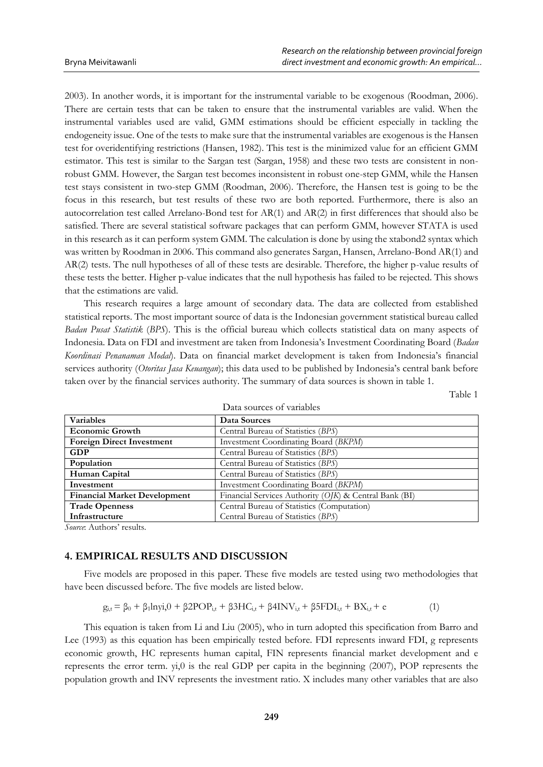2003). In another words, it is important for the instrumental variable to be exogenous (Roodman, 2006). There are certain tests that can be taken to ensure that the instrumental variables are valid. When the instrumental variables used are valid, GMM estimations should be efficient especially in tackling the endogeneity issue. One of the tests to make sure that the instrumental variables are exogenous is the Hansen test for overidentifying restrictions (Hansen, 1982). This test is the minimized value for an efficient GMM estimator. This test is similar to the Sargan test (Sargan, 1958) and these two tests are consistent in non-robust GMM. However, the Sargan test becomes inconsistent in robust one-step GMM, while the Hansen test stays consistent in two-step GMM (Roodman, 2006). Therefore, the Hansen test is going to be the focus in this research, but test results of these two are both reported. Furthermore, there is also an autocorrelation test called Arrelano-Bond test for AR(1) and AR(2) in first differences that should also be satisfied. There are several statistical software packages that can perform GMM, however STATA is used in this research as it can perform system GMM. The calculation is done by using the xtabond2 syntax which was written by Roodman in 2006. This command also generates Sargan, Hansen, Arrelano-Bond AR(1) and AR(2) tests. The null hypotheses of all of these tests are desirable. Therefore, the higher p-value results of these tests the better. Higher p-value indicates that the null hypothesis has failed to be rejected. This shows that the estimations are valid.

This research requires a large amount of secondary data. The data are collected from established statistical reports. The most important source of data is the Indonesian government statistical bureau called *Badan Pusat Statistik* (*BPS*). This is the official bureau which collects statistical data on many aspects of Indonesia. Data on FDI and investment are taken from Indonesia's Investment Coordinating Board (*Badan Koordinasi Penanaman Modal*). Data on financial market development is taken from Indonesia's financial services authority (*Otoritas Jasa Keuangan*); this data used to be published by Indonesia's central bank before taken over by the financial services authority. The summary of data sources is shown in table 1.

Table 1

Data sources of variables

| **Variables** | **Data Sources** |
|---|---|
| **Economic Growth** | Central Bureau of Statistics (*BPS*) |
| **Foreign Direct Investment** | Investment Coordinating Board (*BKPM*) |
| **GDP** | Central Bureau of Statistics (*BPS*) |
| **Population** | Central Bureau of Statistics (*BPS*) |
| **Human Capital** | Central Bureau of Statistics (*BPS*) |
| **Investment** | Investment Coordinating Board (*BKPM*) |
| **Financial Market Development** | Financial Services Authority (*OJK*) & Central Bank (BI) |
| **Trade Openness** | Central Bureau of Statistics (Computation) |
| **Infrastructure** | Central Bureau of Statistics (*BPS*) |

*Source*: Authors' results.

## 4. EMPIRICAL RESULTS AND DISCUSSION

Five models are proposed in this paper. These five models are tested using two methodologies that have been discussed before. The five models are listed below.

$$g_{i,t} = \beta_0 + \beta_1 \ln y_{i,0} + \beta_2 POP_{i,t} + \beta_3 HC_{i,t} + \beta_4 INV_{i,t} + \beta_5 FDI_{i,t} + BX_{i,t} + e \tag{1}$$

This equation is taken from Li and Liu (2005), who in turn adopted this specification from Barro and Lee (1993) as this equation has been empirically tested before. FDI represents inward FDI, g represents economic growth, HC represents human capital, FIN represents financial market development and e represents the error term. $y_{i,0}$ is the real GDP per capita in the beginning (2007), POP represents the population growth and INV represents the investment ratio. X includes many other variables that are also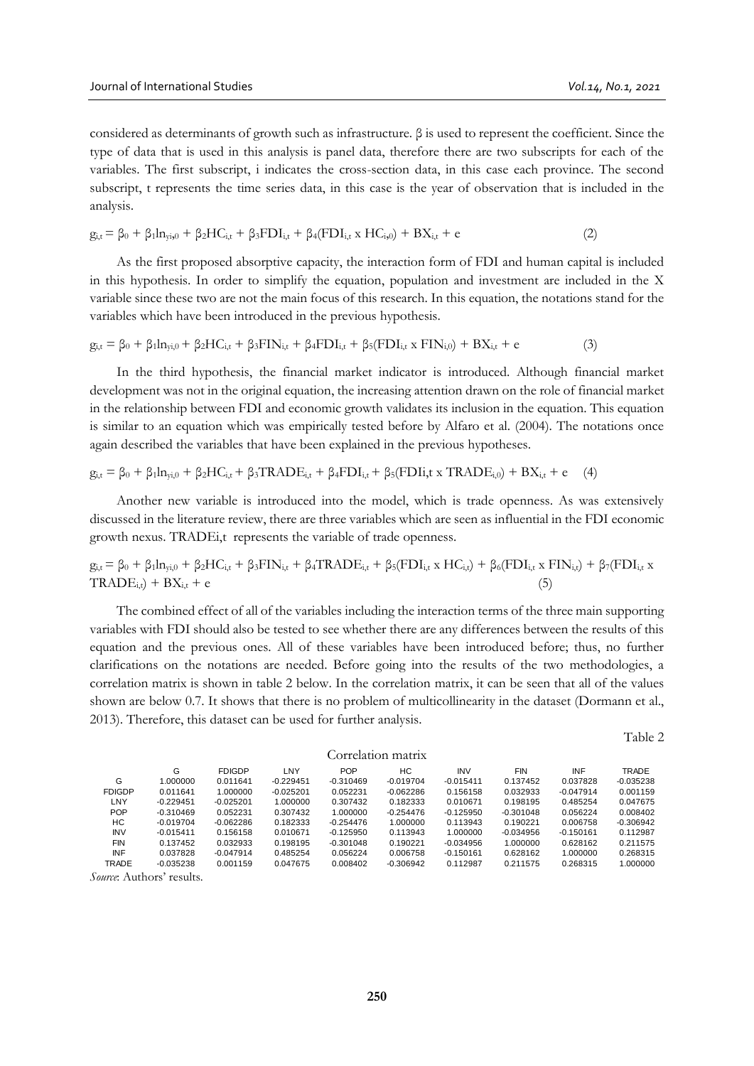considered as determinants of growth such as infrastructure. β is used to represent the coefficient. Since the type of data that is used in this analysis is panel data, therefore there are two subscripts for each of the variables. The first subscript, i indicates the cross-section data, in this case each province. The second subscript, t represents the time series data, in this case is the year of observation that is included in the analysis.

$$g_{i,t} = \beta_0 + \beta_1 ln_{yi,0} + \beta_2 HC_{i,t} + \beta_3 FDI_{i,t} + \beta_4 (FDI_{i,t} \text{ x } HC_{i,0}) + BX_{i,t} + e \quad (2)$$

As the first proposed absorptive capacity, the interaction form of FDI and human capital is included in this hypothesis. In order to simplify the equation, population and investment are included in the X variable since these two are not the main focus of this research. In this equation, the notations stand for the variables which have been introduced in the previous hypothesis.

$$g_{i,t} = \beta_0 + \beta_1 ln_{yi,0} + \beta_2 HC_{i,t} + \beta_3 FIN_{i,t} + \beta_4 FDI_{i,t} + \beta_5 (FDI_{i,t} \text{ x } FIN_{i,0}) + BX_{i,t} + e \quad (3)$$

In the third hypothesis, the financial market indicator is introduced. Although financial market development was not in the original equation, the increasing attention drawn on the role of financial market in the relationship between FDI and economic growth validates its inclusion in the equation. This equation is similar to an equation which was empirically tested before by Alfaro et al. (2004). The notations once again described the variables that have been explained in the previous hypotheses.

$$g_{i,t} = \beta_0 + \beta_1 ln_{yi,0} + \beta_2 HC_{i,t} + \beta_3 TRADE_{i,t} + \beta_4 FDI_{i,t} + \beta_5 (FDIi,t \text{ x } TRADE_{i,0}) + BX_{i,t} + e \quad (4)$$

Another new variable is introduced into the model, which is trade openness. As was extensively discussed in the literature review, there are three variables which are seen as influential in the FDI economic growth nexus. TRADEi,t represents the variable of trade openness.

$$g_{i,t} = \beta_0 + \beta_1 ln_{yi,0} + \beta_2 HC_{i,t} + \beta_3 FIN_{i,t} + \beta_4 TRADE_{i,t} + \beta_5 (FDI_{i,t} \text{ x } HC_{i,t}) + \beta_6 (FDI_{i,t} \text{ x } FIN_{i,t}) + \beta_7 (FDI_{i,t} \text{ x } TRADE_{i,t}) + BX_{i,t} + e \quad (5)$$

The combined effect of all of the variables including the interaction terms of the three main supporting variables with FDI should also be tested to see whether there are any differences between the results of this equation and the previous ones. All of these variables have been introduced before; thus, no further clarifications on the notations are needed. Before going into the results of the two methodologies, a correlation matrix is shown in table 2 below. In the correlation matrix, it can be seen that all of the values shown are below 0.7. It shows that there is no problem of multicollinearity in the dataset (Dormann et al., 2013). Therefore, this dataset can be used for further analysis.

Table 2

Correlation matrix

| | G | FDIGDP | LNY | POP | HC | INV | FIN | INF | TRADE |
|---|---|---|---|---|---|---|---|---|---|
| G | 1.000000 | 0.011641 | -0.229451 | -0.310469 | -0.019704 | -0.015411 | 0.137452 | 0.037828 | -0.035238 |
| FDIGDP | 0.011641 | 1.000000 | -0.025201 | 0.052231 | -0.062286 | 0.156158 | 0.032933 | -0.047914 | 0.001159 |
| LNY | -0.229451 | -0.025201 | 1.000000 | 0.307432 | 0.182333 | 0.010671 | 0.198195 | 0.485254 | 0.047675 |
| POP | -0.310469 | 0.052231 | 0.307432 | 1.000000 | -0.254476 | -0.125950 | -0.301048 | 0.056224 | 0.008402 |
| HC | -0.019704 | -0.062286 | 0.182333 | -0.254476 | 1.000000 | 0.113943 | 0.190221 | 0.006758 | -0.306942 |
| INV | -0.015411 | 0.156158 | 0.010671 | -0.125950 | 0.113943 | 1.000000 | -0.034956 | -0.150161 | 0.112987 |
| FIN | 0.137452 | 0.032933 | 0.198195 | -0.301048 | 0.190221 | -0.034956 | 1.000000 | 0.628162 | 0.211575 |
| INF | 0.037828 | -0.047914 | 0.485254 | 0.056224 | 0.006758 | -0.150161 | 0.628162 | 1.000000 | 0.268315 |
| TRADE | -0.035238 | 0.001159 | 0.047675 | 0.008402 | -0.306942 | 0.112987 | 0.211575 | 0.268315 | 1.000000 |

*Source*: Authors' results.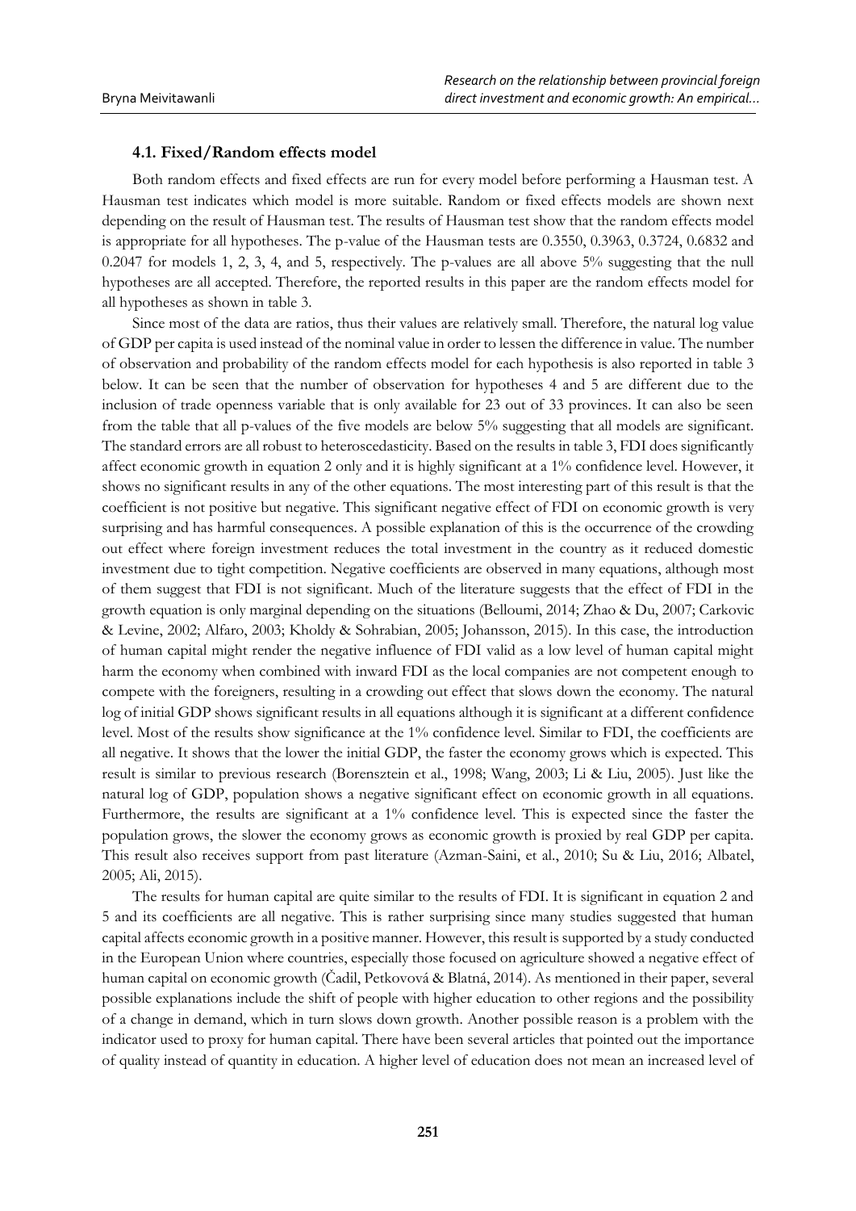### 4.1. Fixed/Random effects model

Both random effects and fixed effects are run for every model before performing a Hausman test. A Hausman test indicates which model is more suitable. Random or fixed effects models are shown next depending on the result of Hausman test. The results of Hausman test show that the random effects model is appropriate for all hypotheses. The p-value of the Hausman tests are 0.3550, 0.3963, 0.3724, 0.6832 and 0.2047 for models 1, 2, 3, 4, and 5, respectively. The p-values are all above 5% suggesting that the null hypotheses are all accepted. Therefore, the reported results in this paper are the random effects model for all hypotheses as shown in table 3.

Since most of the data are ratios, thus their values are relatively small. Therefore, the natural log value of GDP per capita is used instead of the nominal value in order to lessen the difference in value. The number of observation and probability of the random effects model for each hypothesis is also reported in table 3 below. It can be seen that the number of observation for hypotheses 4 and 5 are different due to the inclusion of trade openness variable that is only available for 23 out of 33 provinces. It can also be seen from the table that all p-values of the five models are below 5% suggesting that all models are significant. The standard errors are all robust to heteroscedasticity. Based on the results in table 3, FDI does significantly affect economic growth in equation 2 only and it is highly significant at a 1% confidence level. However, it shows no significant results in any of the other equations. The most interesting part of this result is that the coefficient is not positive but negative. This significant negative effect of FDI on economic growth is very surprising and has harmful consequences. A possible explanation of this is the occurrence of the crowding out effect where foreign investment reduces the total investment in the country as it reduced domestic investment due to tight competition. Negative coefficients are observed in many equations, although most of them suggest that FDI is not significant. Much of the literature suggests that the effect of FDI in the growth equation is only marginal depending on the situations (Belloumi, 2014; Zhao & Du, 2007; Carkovic & Levine, 2002; Alfaro, 2003; Kholdy & Sohrabian, 2005; Johansson, 2015). In this case, the introduction of human capital might render the negative influence of FDI valid as a low level of human capital might harm the economy when combined with inward FDI as the local companies are not competent enough to compete with the foreigners, resulting in a crowding out effect that slows down the economy. The natural log of initial GDP shows significant results in all equations although it is significant at a different confidence level. Most of the results show significance at the 1% confidence level. Similar to FDI, the coefficients are all negative. It shows that the lower the initial GDP, the faster the economy grows which is expected. This result is similar to previous research (Borensztein et al., 1998; Wang, 2003; Li & Liu, 2005). Just like the natural log of GDP, population shows a negative significant effect on economic growth in all equations. Furthermore, the results are significant at a 1% confidence level. This is expected since the faster the population grows, the slower the economy grows as economic growth is proxied by real GDP per capita. This result also receives support from past literature (Azman-Saini, et al., 2010; Su & Liu, 2016; Albatel, 2005; Ali, 2015).

The results for human capital are quite similar to the results of FDI. It is significant in equation 2 and 5 and its coefficients are all negative. This is rather surprising since many studies suggested that human capital affects economic growth in a positive manner. However, this result is supported by a study conducted in the European Union where countries, especially those focused on agriculture showed a negative effect of human capital on economic growth (Čadil, Petkovová & Blatná, 2014). As mentioned in their paper, several possible explanations include the shift of people with higher education to other regions and the possibility of a change in demand, which in turn slows down growth. Another possible reason is a problem with the indicator used to proxy for human capital. There have been several articles that pointed out the importance of quality instead of quantity in education. A higher level of education does not mean an increased level of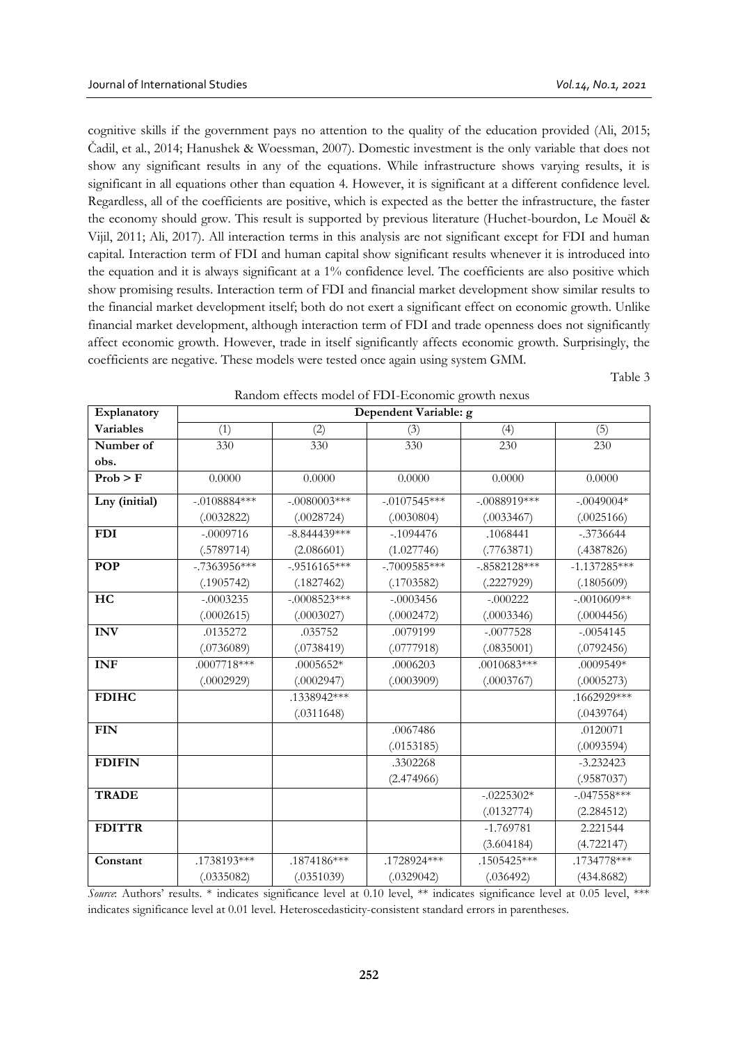cognitive skills if the government pays no attention to the quality of the education provided (Ali, 2015; Čadil, et al., 2014; Hanushek & Woessman, 2007). Domestic investment is the only variable that does not show any significant results in any of the equations. While infrastructure shows varying results, it is significant in all equations other than equation 4. However, it is significant at a different confidence level. Regardless, all of the coefficients are positive, which is expected as the better the infrastructure, the faster the economy should grow. This result is supported by previous literature (Huchet-bourdon, Le Mouël & Vijil, 2011; Ali, 2017). All interaction terms in this analysis are not significant except for FDI and human capital. Interaction term of FDI and human capital show significant results whenever it is introduced into the equation and it is always significant at a 1% confidence level. The coefficients are also positive which show promising results. Interaction term of FDI and financial market development show similar results to the financial market development itself; both do not exert a significant effect on economic growth. Unlike financial market development, although interaction term of FDI and trade openness does not significantly affect economic growth. However, trade in itself significantly affects economic growth. Surprisingly, the coefficients are negative. These models were tested once again using system GMM.

Table 3

Random effects model of FDI-Economic growth nexus

| Explanatory Variables | Dependent Variable: g | | | | |
|---|---|---|---|---|---|
| | (1) | (2) | (3) | (4) | (5) |
| **Number of obs.** | 330 | 330 | 330 | 230 | 230 |
| **Prob > F** | 0.0000 | 0.0000 | 0.0000 | 0.0000 | 0.0000 |
| **Lny (initial)** | -.0108884*** | -.0080003*** | -.0107545*** | -.0088919*** | -.0049004* |
| | (.0032822) | (.0028724) | (.0030804) | (.0033467) | (.0025166) |
| **FDI** | -.0009716 | -8.844439*** | -.1094476 | .1068441 | -.3736644 |
| | (.5789714) | (2.086601) | (1.027746) | (.7763871) | (.4387826) |
| **POP** | -.7363956*** | -.9516165*** | -.7009585*** | -.8582128*** | -1.137285*** |
| | (.1905742) | (.1827462) | (.1703582) | (.2227929) | (.1805609) |
| **HC** | -.0003235 | -.0008523*** | -.0003456 | -.000222 | -.0010609** |
| | (.0002615) | (.0003027) | (.0002472) | (.0003346) | (.0004456) |
| **INV** | .0135272 | .035752 | .0079199 | -.0077528 | -.0054145 |
| | (.0736089) | (.0738419) | (.0777918) | (.0835001) | (.0792456) |
| **INF** | .0007718*** | .0005652* | .0006203 | .0010683*** | .0009549* |
| | (.0002929) | (.0002947) | (.0003909) | (.0003767) | (.0005273) |
| **FDIHC** | | .1338942*** | | | .1662929*** |
| | | (.0311648) | | | (.0439764) |
| **FIN** | | | .0067486 | | .0120071 |
| | | | (.0153185) | | (.0093594) |
| **FDIFIN** | | | .3302268 | | -3.232423 |
| | | | (2.474966) | | (.9587037) |
| **TRADE** | | | | -.0225302* | -.047558*** |
| | | | | (.0132774) | (2.284512) |
| **FDITTR** | | | | -1.769781 | 2.221544 |
| | | | | (3.604184) | (4.722147) |
| **Constant** | .1738193*** | .1874186*** | .1728924*** | .1505425*** | .1734778*** |
| | (.0335082) | (.0351039) | (.0329042) | (.036492) | (434.8682) |

*Source*: Authors' results. * indicates significance level at 0.10 level, ** indicates significance level at 0.05 level, *** indicates significance level at 0.01 level. Heteroscedasticity-consistent standard errors in parentheses.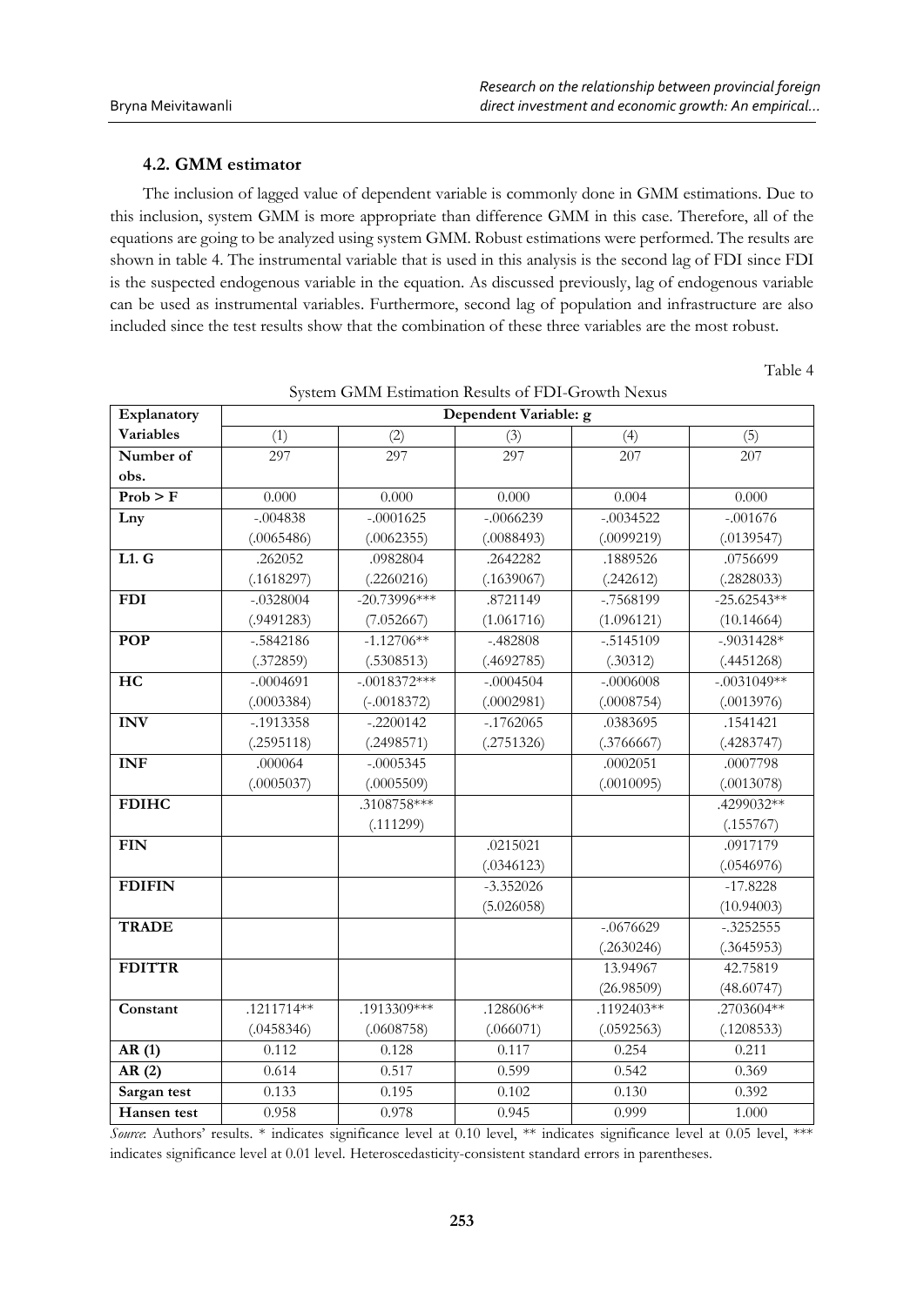### 4.2. GMM estimator

The inclusion of lagged value of dependent variable is commonly done in GMM estimations. Due to this inclusion, system GMM is more appropriate than difference GMM in this case. Therefore, all of the equations are going to be analyzed using system GMM. Robust estimations were performed. The results are shown in table 4. The instrumental variable that is used in this analysis is the second lag of FDI since FDI is the suspected endogenous variable in the equation. As discussed previously, lag of endogenous variable can be used as instrumental variables. Furthermore, second lag of population and infrastructure are also included since the test results show that the combination of these three variables are the most robust.

Table 4

System GMM Estimation Results of FDI-Growth Nexus

| **Explanatory Variables** | **Dependent Variable: g** | | | | |
|---|---|---|---|---|---|
| | (1) | (2) | (3) | (4) | (5) |
| **Number of obs.** | 297 | 297 | 297 | 207 | 207 |
| **Prob > F** | 0.000 | 0.000 | 0.000 | 0.004 | 0.000 |
| **Lny** | -.004838 | -.0001625 | -.0066239 | -.0034522 | -.001676 |
| | (.0065486) | (.0062355) | (.0088493) | (.0099219) | (.0139547) |
| **L1. G** | .262052 | .0982804 | .2642282 | .1889526 | .0756699 |
| | (.1618297) | (.2260216) | (.1639067) | (.242612) | (.2828033) |
| **FDI** | -.0328004 | -20.73996*** | .8721149 | -.7568199 | -25.62543** |
| | (.9491283) | (7.052667) | (1.061716) | (1.096121) | (10.14664) |
| **POP** | -.5842186 | -1.12706** | -.482808 | -.5145109 | -.9031428* |
| | (.372859) | (.5308513) | (.4692785) | (.30312) | (.4451268) |
| **HC** | -.0004691 | -.0018372*** | -.0004504 | -.0006008 | -.0031049** |
| | (.0003384) | (-.0018372) | (.0002981) | (.0008754) | (.0013976) |
| **INV** | -.1913358 | -.2200142 | -.1762065 | .0383695 | .1541421 |
| | (.2595118) | (.2498571) | (.2751326) | (.3766667) | (.4283747) |
| **INF** | .000064 | -.0005345 | | .0002051 | .0007798 |
| | (.0005037) | (.0005509) | | (.0010095) | (.0013078) |
| **FDIHC** | | .3108758*** | | | .4299032** |
| | | (.111299) | | | (.155767) |
| **FIN** | | | .0215021 | | .0917179 |
| | | | (.0346123) | | (.0546976) |
| **FDIFIN** | | | -3.352026 | | -17.8228 |
| | | | (5.026058) | | (10.94003) |
| **TRADE** | | | | -.0676629 | -.3252555 |
| | | | | (.2630246) | (.3645953) |
| **FDITTR** | | | | 13.94967 | 42.75819 |
| | | | | (26.98509) | (48.60747) |
| **Constant** | .1211714** | .1913309*** | .128606** | .1192403** | .2703604** |
| | (.0458346) | (.0608758) | (.066071) | (.0592563) | (.1208533) |
| **AR (1)** | 0.112 | 0.128 | 0.117 | 0.254 | 0.211 |
| **AR (2)** | 0.614 | 0.517 | 0.599 | 0.542 | 0.369 |
| **Sargan test** | 0.133 | 0.195 | 0.102 | 0.130 | 0.392 |
| **Hansen test** | 0.958 | 0.978 | 0.945 | 0.999 | 1.000 |

*Source*: Authors' results. * indicates significance level at 0.10 level, ** indicates significance level at 0.05 level, *** indicates significance level at 0.01 level. Heteroscedasticity-consistent standard errors in parentheses.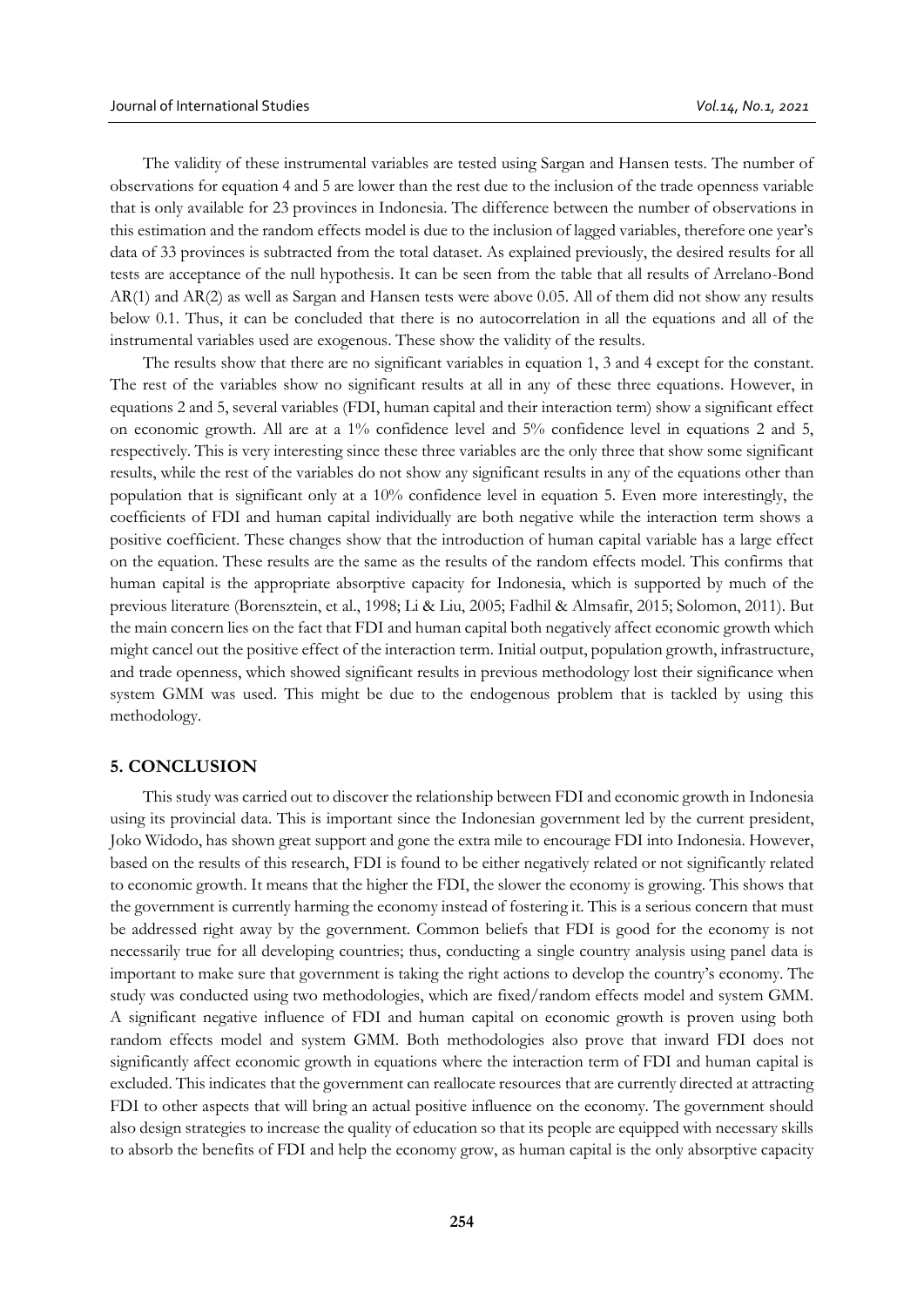The validity of these instrumental variables are tested using Sargan and Hansen tests. The number of observations for equation 4 and 5 are lower than the rest due to the inclusion of the trade openness variable that is only available for 23 provinces in Indonesia. The difference between the number of observations in this estimation and the random effects model is due to the inclusion of lagged variables, therefore one year's data of 33 provinces is subtracted from the total dataset. As explained previously, the desired results for all tests are acceptance of the null hypothesis. It can be seen from the table that all results of Arrelano-Bond AR(1) and AR(2) as well as Sargan and Hansen tests were above 0.05. All of them did not show any results below 0.1. Thus, it can be concluded that there is no autocorrelation in all the equations and all of the instrumental variables used are exogenous. These show the validity of the results.

The results show that there are no significant variables in equation 1, 3 and 4 except for the constant. The rest of the variables show no significant results at all in any of these three equations. However, in equations 2 and 5, several variables (FDI, human capital and their interaction term) show a significant effect on economic growth. All are at a 1% confidence level and 5% confidence level in equations 2 and 5, respectively. This is very interesting since these three variables are the only three that show some significant results, while the rest of the variables do not show any significant results in any of the equations other than population that is significant only at a 10% confidence level in equation 5. Even more interestingly, the coefficients of FDI and human capital individually are both negative while the interaction term shows a positive coefficient. These changes show that the introduction of human capital variable has a large effect on the equation. These results are the same as the results of the random effects model. This confirms that human capital is the appropriate absorptive capacity for Indonesia, which is supported by much of the previous literature (Borensztein, et al., 1998; Li & Liu, 2005; Fadhil & Almsafir, 2015; Solomon, 2011). But the main concern lies on the fact that FDI and human capital both negatively affect economic growth which might cancel out the positive effect of the interaction term. Initial output, population growth, infrastructure, and trade openness, which showed significant results in previous methodology lost their significance when system GMM was used. This might be due to the endogenous problem that is tackled by using this methodology.

## 5. CONCLUSION

This study was carried out to discover the relationship between FDI and economic growth in Indonesia using its provincial data. This is important since the Indonesian government led by the current president, Joko Widodo, has shown great support and gone the extra mile to encourage FDI into Indonesia. However, based on the results of this research, FDI is found to be either negatively related or not significantly related to economic growth. It means that the higher the FDI, the slower the economy is growing. This shows that the government is currently harming the economy instead of fostering it. This is a serious concern that must be addressed right away by the government. Common beliefs that FDI is good for the economy is not necessarily true for all developing countries; thus, conducting a single country analysis using panel data is important to make sure that government is taking the right actions to develop the country's economy. The study was conducted using two methodologies, which are fixed/random effects model and system GMM. A significant negative influence of FDI and human capital on economic growth is proven using both random effects model and system GMM. Both methodologies also prove that inward FDI does not significantly affect economic growth in equations where the interaction term of FDI and human capital is excluded. This indicates that the government can reallocate resources that are currently directed at attracting FDI to other aspects that will bring an actual positive influence on the economy. The government should also design strategies to increase the quality of education so that its people are equipped with necessary skills to absorb the benefits of FDI and help the economy grow, as human capital is the only absorptive capacity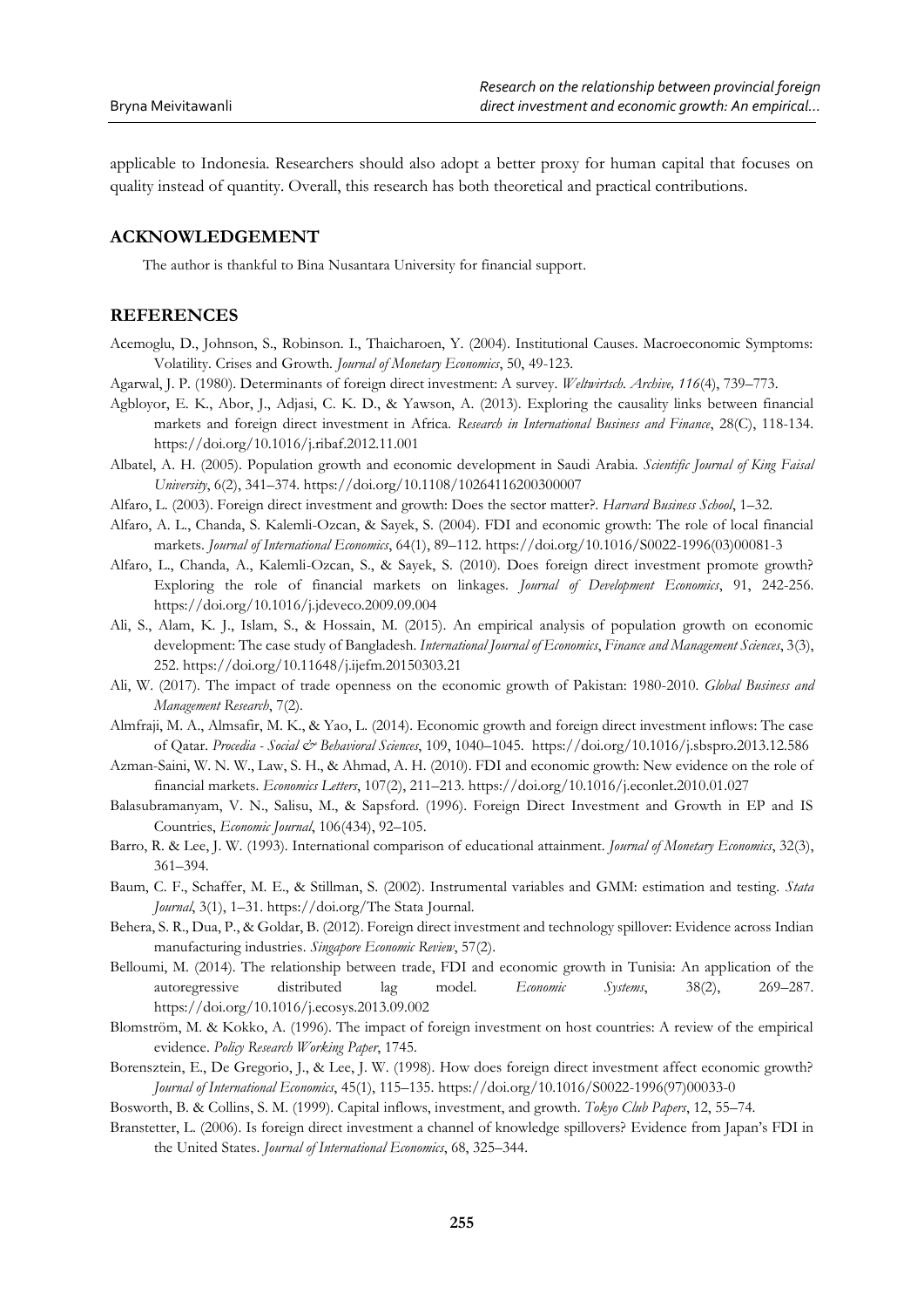applicable to Indonesia. Researchers should also adopt a better proxy for human capital that focuses on quality instead of quantity. Overall, this research has both theoretical and practical contributions.

## ACKNOWLEDGEMENT

The author is thankful to Bina Nusantara University for financial support.

## REFERENCES

Acemoglu, D., Johnson, S., Robinson. I., Thaicharoen, Y. (2004). Institutional Causes. Macroeconomic Symptoms: Volatility. Crises and Growth. *Journal of Monetary Economics*, 50, 49-123.

Agarwal, J. P. (1980). Determinants of foreign direct investment: A survey. *Weltwirtsch. Archive, 116*(4), 739–773.

Agbloyor, E. K., Abor, J., Adjasi, C. K. D., & Yawson, A. (2013). Exploring the causality links between financial markets and foreign direct investment in Africa. *Research in International Business and Finance*, 28(C), 118-134. https://doi.org/10.1016/j.ribaf.2012.11.001

Albatel, A. H. (2005). Population growth and economic development in Saudi Arabia. *Scientific Journal of King Faisal University*, 6(2), 341–374. https://doi.org/10.1108/10264116200300007

Alfaro, L. (2003). Foreign direct investment and growth: Does the sector matter?. *Harvard Business School*, 1–32.

Alfaro, A. L., Chanda, S. Kalemli-Ozcan, & Sayek, S. (2004). FDI and economic growth: The role of local financial markets. *Journal of International Economics*, 64(1), 89–112. https://doi.org/10.1016/S0022-1996(03)00081-3

Alfaro, L., Chanda, A., Kalemli-Ozcan, S., & Sayek, S. (2010). Does foreign direct investment promote growth? Exploring the role of financial markets on linkages. *Journal of Development Economics*, 91, 242-256. https://doi.org/10.1016/j.jdeveco.2009.09.004

Ali, S., Alam, K. J., Islam, S., & Hossain, M. (2015). An empirical analysis of population growth on economic development: The case study of Bangladesh. *International Journal of Economics, Finance and Management Sciences*, 3(3), 252. https://doi.org/10.11648/j.ijefm.20150303.21

Ali, W. (2017). The impact of trade openness on the economic growth of Pakistan: 1980-2010. *Global Business and Management Research*, 7(2).

Almfraji, M. A., Almsafir, M. K., & Yao, L. (2014). Economic growth and foreign direct investment inflows: The case of Qatar. *Procedia - Social & Behavioral Sciences*, 109, 1040–1045. https://doi.org/10.1016/j.sbspro.2013.12.586

Azman-Saini, W. N. W., Law, S. H., & Ahmad, A. H. (2010). FDI and economic growth: New evidence on the role of financial markets. *Economics Letters*, 107(2), 211–213. https://doi.org/10.1016/j.econlet.2010.01.027

Balasubramanyam, V. N., Salisu, M., & Sapsford. (1996). Foreign Direct Investment and Growth in EP and IS Countries, *Economic Journal*, 106(434), 92–105.

Barro, R. & Lee, J. W. (1993). International comparison of educational attainment. *Journal of Monetary Economics*, 32(3), 361–394.

Baum, C. F., Schaffer, M. E., & Stillman, S. (2002). Instrumental variables and GMM: estimation and testing. *Stata Journal*, 3(1), 1–31. https://doi.org/The Stata Journal.

Behera, S. R., Dua, P., & Goldar, B. (2012). Foreign direct investment and technology spillover: Evidence across Indian manufacturing industries. *Singapore Economic Review*, 57(2).

Belloumi, M. (2014). The relationship between trade, FDI and economic growth in Tunisia: An application of the autoregressive distributed lag model. *Economic Systems*, 38(2), 269–287. https://doi.org/10.1016/j.ecosys.2013.09.002

Blomström, M. & Kokko, A. (1996). The impact of foreign investment on host countries: A review of the empirical evidence. *Policy Research Working Paper*, 1745.

Borensztein, E., De Gregorio, J., & Lee, J. W. (1998). How does foreign direct investment affect economic growth? *Journal of International Economics*, 45(1), 115–135. https://doi.org/10.1016/S0022-1996(97)00033-0

Bosworth, B. & Collins, S. M. (1999). Capital inflows, investment, and growth. *Tokyo Club Papers*, 12, 55–74.

Branstetter, L. (2006). Is foreign direct investment a channel of knowledge spillovers? Evidence from Japan's FDI in the United States. *Journal of International Economics*, 68, 325–344.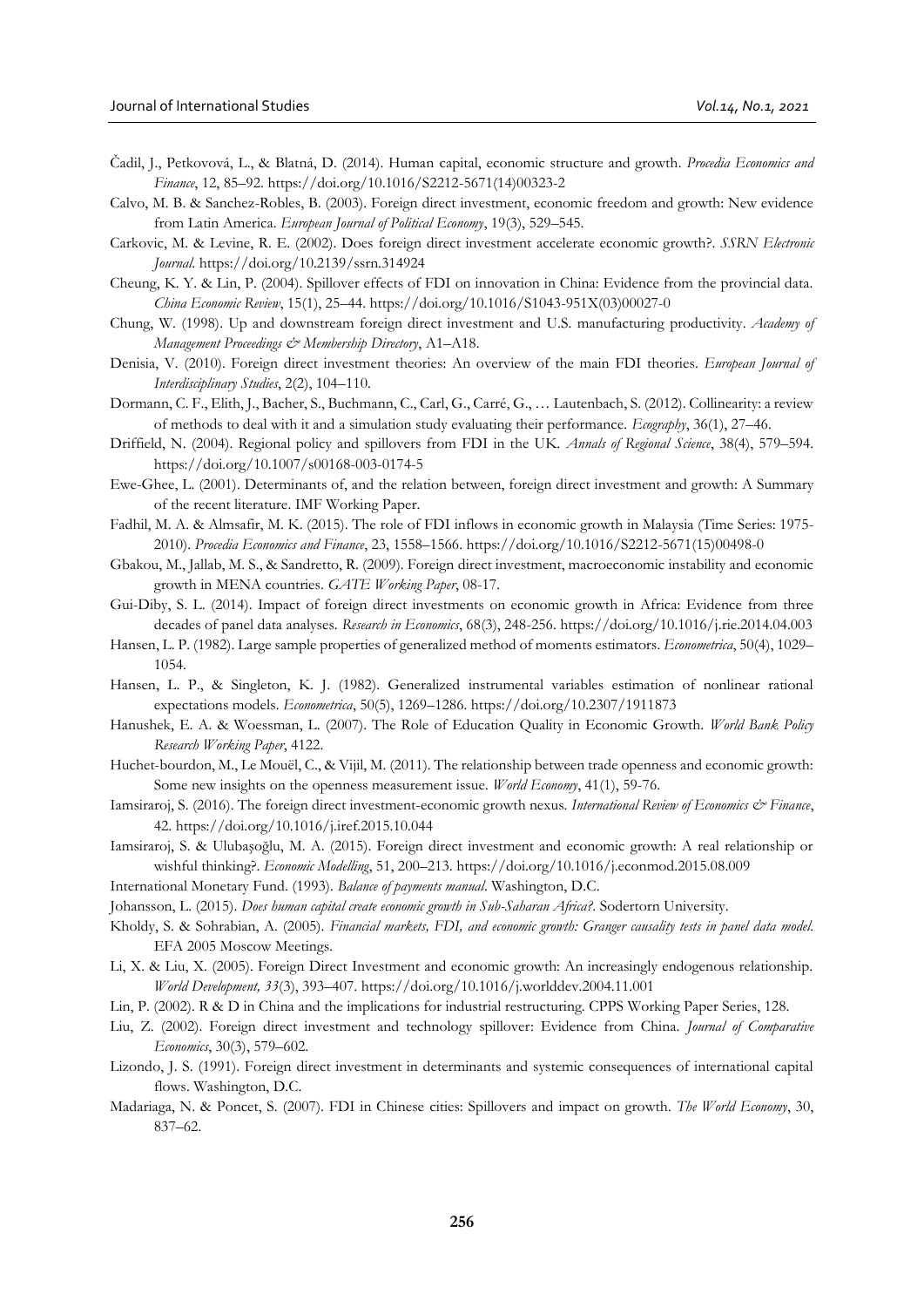Čadil, J., Petkovová, L., & Blatná, D. (2014). Human capital, economic structure and growth. *Procedia Economics and Finance*, 12, 85–92. https://doi.org/10.1016/S2212-5671(14)00323-2

Calvo, M. B. & Sanchez-Robles, B. (2003). Foreign direct investment, economic freedom and growth: New evidence from Latin America. *European Journal of Political Economy*, 19(3), 529–545.

Carkovic, M. & Levine, R. E. (2002). Does foreign direct investment accelerate economic growth?. *SSRN Electronic Journal*. https://doi.org/10.2139/ssrn.314924

Cheung, K. Y. & Lin, P. (2004). Spillover effects of FDI on innovation in China: Evidence from the provincial data. *China Economic Review*, 15(1), 25–44. https://doi.org/10.1016/S1043-951X(03)00027-0

Chung, W. (1998). Up and downstream foreign direct investment and U.S. manufacturing productivity. *Academy of Management Proceedings & Membership Directory*, A1–A18.

Denisia, V. (2010). Foreign direct investment theories: An overview of the main FDI theories. *European Journal of Interdisciplinary Studies*, 2(2), 104–110.

Dormann, C. F., Elith, J., Bacher, S., Buchmann, C., Carl, G., Carré, G., … Lautenbach, S. (2012). Collinearity: a review of methods to deal with it and a simulation study evaluating their performance. *Ecography*, 36(1), 27–46.

Driffield, N. (2004). Regional policy and spillovers from FDI in the UK. *Annals of Regional Science*, 38(4), 579–594. https://doi.org/10.1007/s00168-003-0174-5

Ewe-Ghee, L. (2001). Determinants of, and the relation between, foreign direct investment and growth: A Summary of the recent literature. IMF Working Paper.

Fadhil, M. A. & Almsafir, M. K. (2015). The role of FDI inflows in economic growth in Malaysia (Time Series: 1975-2010). *Procedia Economics and Finance*, 23, 1558–1566. https://doi.org/10.1016/S2212-5671(15)00498-0

Gbakou, M., Jallab, M. S., & Sandretto, R. (2009). Foreign direct investment, macroeconomic instability and economic growth in MENA countries. *GATE Working Paper*, 08-17.

Gui-Diby, S. L. (2014). Impact of foreign direct investments on economic growth in Africa: Evidence from three decades of panel data analyses. *Research in Economics*, 68(3), 248-256. https://doi.org/10.1016/j.rie.2014.04.003

Hansen, L. P. (1982). Large sample properties of generalized method of moments estimators. *Econometrica*, 50(4), 1029–1054.

Hansen, L. P., & Singleton, K. J. (1982). Generalized instrumental variables estimation of nonlinear rational expectations models. *Econometrica*, 50(5), 1269–1286. https://doi.org/10.2307/1911873

Hanushek, E. A. & Woessman, L. (2007). The Role of Education Quality in Economic Growth. *World Bank Policy Research Working Paper*, 4122.

Huchet-bourdon, M., Le Mouël, C., & Vijil, M. (2011). The relationship between trade openness and economic growth: Some new insights on the openness measurement issue. *World Economy*, 41(1), 59-76.

Iamsiraroj, S. (2016). The foreign direct investment-economic growth nexus. *International Review of Economics & Finance*, 42. https://doi.org/10.1016/j.iref.2015.10.044

Iamsiraroj, S. & Ulubaşoğlu, M. A. (2015). Foreign direct investment and economic growth: A real relationship or wishful thinking?. *Economic Modelling*, 51, 200–213. https://doi.org/10.1016/j.econmod.2015.08.009

International Monetary Fund. (1993). *Balance of payments manual*. Washington, D.C.

Johansson, L. (2015). *Does human capital create economic growth in Sub-Saharan Africa?*. Sodertorn University.

Kholdy, S. & Sohrabian, A. (2005). *Financial markets, FDI, and economic growth: Granger causality tests in panel data model*. EFA 2005 Moscow Meetings.

Li, X. & Liu, X. (2005). Foreign Direct Investment and economic growth: An increasingly endogenous relationship. *World Development, 33*(3), 393–407. https://doi.org/10.1016/j.worlddev.2004.11.001

Lin, P. (2002). R & D in China and the implications for industrial restructuring. CPPS Working Paper Series, 128.

Liu, Z. (2002). Foreign direct investment and technology spillover: Evidence from China. *Journal of Comparative Economics*, 30(3), 579–602.

Lizondo, J. S. (1991). Foreign direct investment in determinants and systemic consequences of international capital flows. Washington, D.C.

Madariaga, N. & Poncet, S. (2007). FDI in Chinese cities: Spillovers and impact on growth. *The World Economy*, 30, 837–62.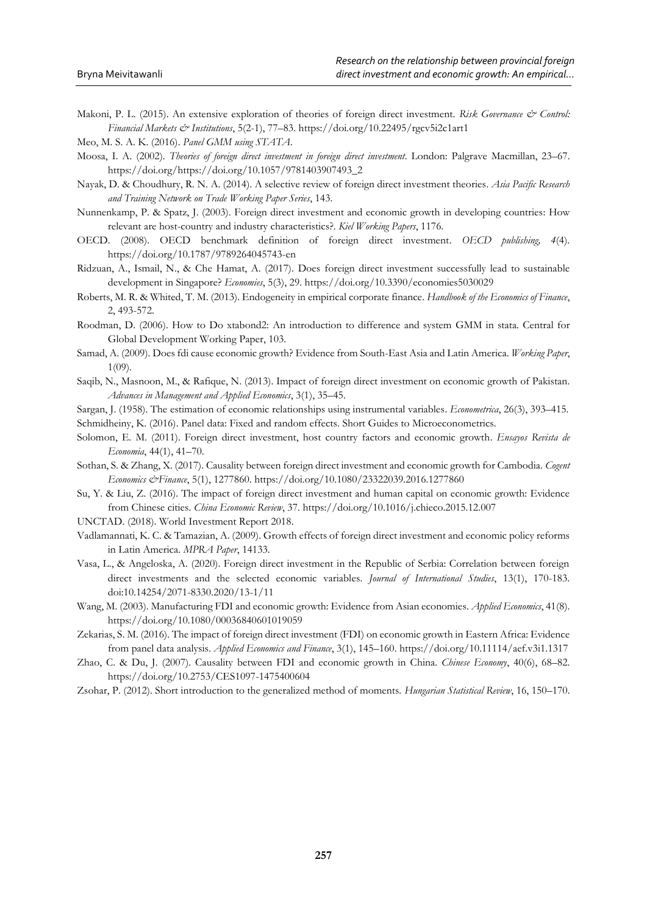Makoni, P. L. (2015). An extensive exploration of theories of foreign direct investment. *Risk Governance & Control: Financial Markets & Institutions*, 5(2-1), 77–83. https://doi.org/10.22495/rgcv5i2c1art1

Meo, M. S. A. K. (2016). *Panel GMM using STATA*.

Moosa, I. A. (2002). *Theories of foreign direct investment in foreign direct investment*. London: Palgrave Macmillan, 23–67. https://doi.org/https://doi.org/10.1057/9781403907493_2

Nayak, D. & Choudhury, R. N. A. (2014). A selective review of foreign direct investment theories. *Asia Pacific Research and Training Network on Trade Working Paper Series*, 143.

Nunnenkamp, P. & Spatz, J. (2003). Foreign direct investment and economic growth in developing countries: How relevant are host-country and industry characteristics?. *Kiel Working Papers*, 1176.

OECD. (2008). OECD benchmark definition of foreign direct investment. *OECD publishing, 4*(4). https://doi.org/10.1787/9789264045743-en

Ridzuan, A., Ismail, N., & Che Hamat, A. (2017). Does foreign direct investment successfully lead to sustainable development in Singapore? *Economies*, 5(3), 29. https://doi.org/10.3390/economies5030029

Roberts, M. R. & Whited, T. M. (2013). Endogeneity in empirical corporate finance. *Handbook of the Economics of Finance*, 2, 493-572.

Roodman, D. (2006). How to Do xtabond2: An introduction to difference and system GMM in stata. Central for Global Development Working Paper, 103.

Samad, A. (2009). Does fdi cause economic growth? Evidence from South-East Asia and Latin America. *Working Paper*, 1(09).

Saqib, N., Masnoon, M., & Rafique, N. (2013). Impact of foreign direct investment on economic growth of Pakistan. *Advances in Management and Applied Economics*, 3(1), 35–45.

Sargan, J. (1958). The estimation of economic relationships using instrumental variables. *Econometrica*, 26(3), 393–415.

Schmidheiny, K. (2016). Panel data: Fixed and random effects. Short Guides to Microeconometrics.

Solomon, E. M. (2011). Foreign direct investment, host country factors and economic growth. *Ensayos Revista de Economia*, 44(1), 41–70.

Sothan, S. & Zhang, X. (2017). Causality between foreign direct investment and economic growth for Cambodia. *Cogent Economics &Finance*, 5(1), 1277860. https://doi.org/10.1080/23322039.2016.1277860

Su, Y. & Liu, Z. (2016). The impact of foreign direct investment and human capital on economic growth: Evidence from Chinese cities. *China Economic Review*, 37. https://doi.org/10.1016/j.chieco.2015.12.007

UNCTAD. (2018). World Investment Report 2018.

Vadlamannati, K. C. & Tamazian, A. (2009). Growth effects of foreign direct investment and economic policy reforms in Latin America. *MPRA Paper*, 14133.

Vasa, L., & Angeloska, A. (2020). Foreign direct investment in the Republic of Serbia: Correlation between foreign direct investments and the selected economic variables. *Journal of International Studies*, 13(1), 170-183. doi:10.14254/2071-8330.2020/13-1/11

Wang, M. (2003). Manufacturing FDI and economic growth: Evidence from Asian economies. *Applied Economics*, 41(8). https://doi.org/10.1080/00036840601019059

Zekarias, S. M. (2016). The impact of foreign direct investment (FDI) on economic growth in Eastern Africa: Evidence from panel data analysis. *Applied Economics and Finance*, 3(1), 145–160. https://doi.org/10.11114/aef.v3i1.1317

Zhao, C. & Du, J. (2007). Causality between FDI and economic growth in China. *Chinese Economy*, 40(6), 68–82. https://doi.org/10.2753/CES1097-1475400604

Zsohar, P. (2012). Short introduction to the generalized method of moments. *Hungarian Statistical Review*, 16, 150–170.